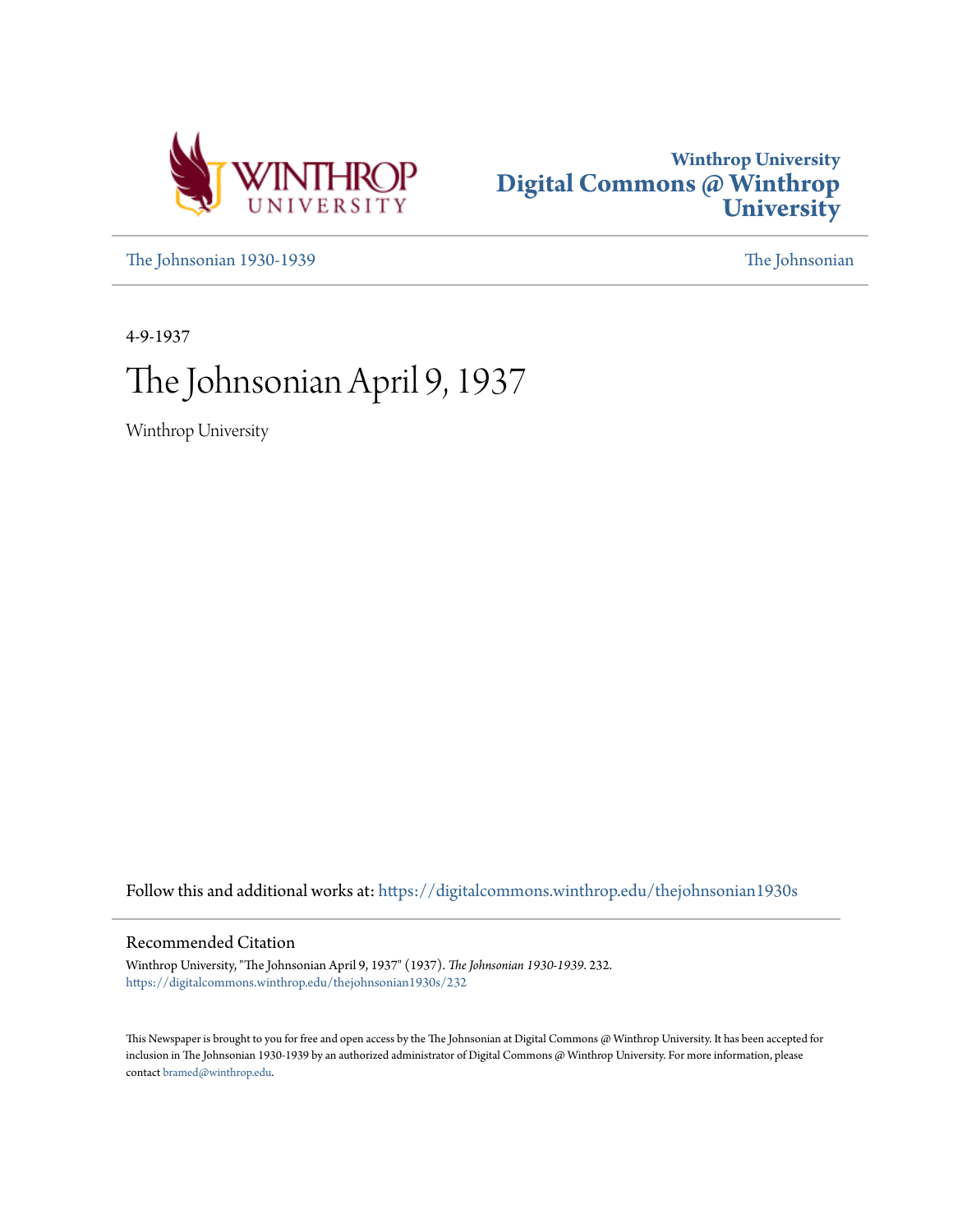Winthrop University
Digital Commons @ Winthrop University

The Johnsonian 1930-1939 | The Johnsonian

4-9-1937

# The Johnsonian April 9, 1937

Winthrop University

Follow this and additional works at: https://digitalcommons.winthrop.edu/thejohnsonian1930s

## Recommended Citation

Winthrop University, "The Johnsonian April 9, 1937" (1937). *The Johnsonian 1930-1939*. 232.
https://digitalcommons.winthrop.edu/thejohnsonian1930s/232

This Newspaper is brought to you for free and open access by the The Johnsonian at Digital Commons @ Winthrop University. It has been accepted for inclusion in The Johnsonian 1930-1939 by an authorized administrator of Digital Commons @ Winthrop University. For more information, please contact bramed@winthrop.edu.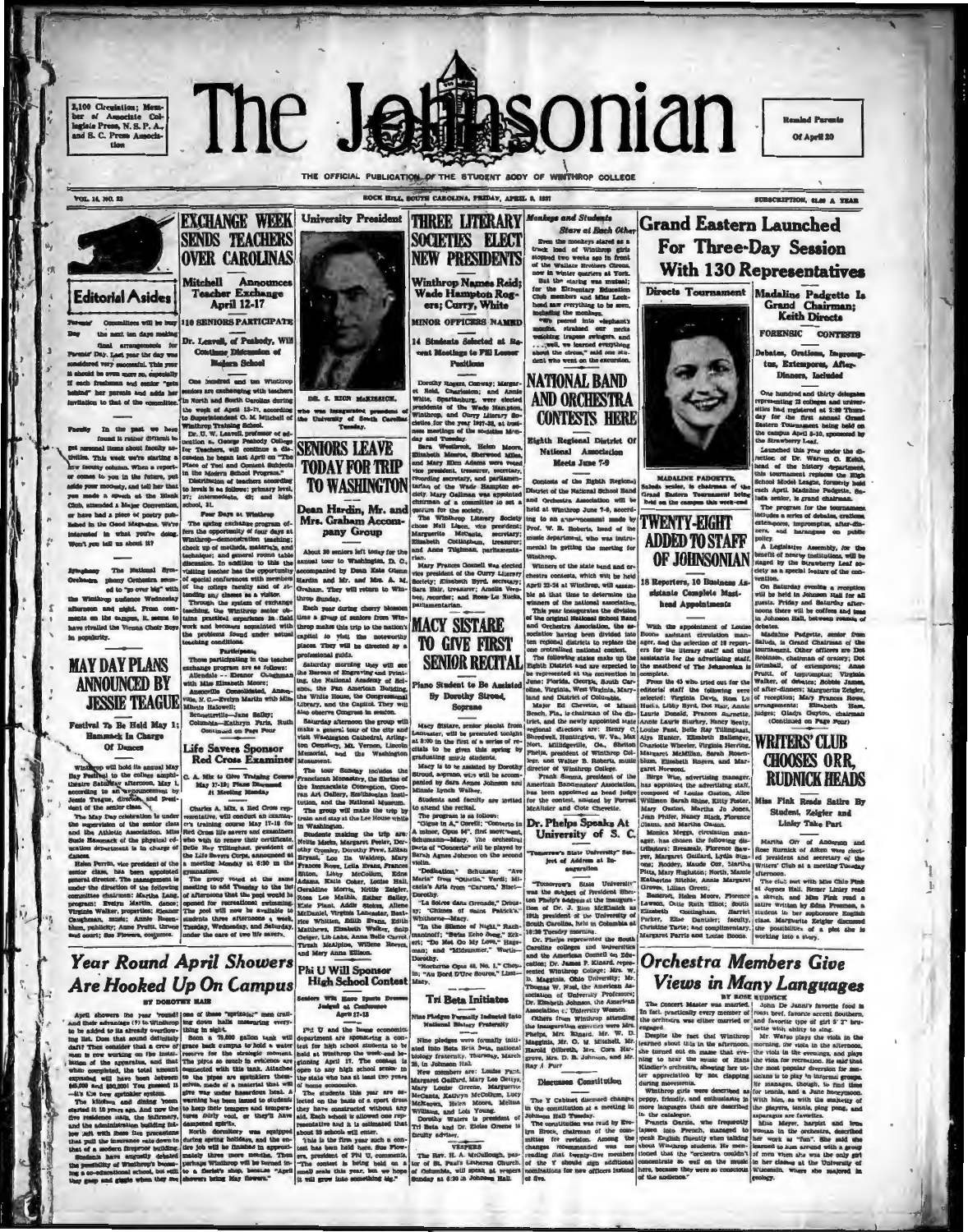# The Johnsonian

3,100 Circulation; Member of Associate Collegiate Press, N. S. P. A., and S. C. Press Association

Resident Parents Of April 20

THE OFFICIAL PUBLICATION OF THE STUDENT BODY OF WINTHROP COLLEGE

VOL. 14, NO. 23 — ROCK HILL, SOUTH CAROLINA, FRIDAY, APRIL 9, 1937 — SUBSCRIPTION, $1.00 A YEAR

## Editorial Asides

Farmers' Committees will be busy the next ten days making final arrangements for Farmers' Day. Last year the day was considered very successful. This year it should be even more so, especially if each freshman and senior "gets behind" her parents and adds her invitation to that of the committee.

Faculty In the past we have found it rather difficult to get personal items about faculty activities. This week we're starting a new faculty column. When a reporter comes to you in the future, put aside your modesty, and tell her that you made a speech at the Steak Club, attended a Major Convention, or have had a piece of poetry published in the Good Magazine. We're interested in what you're doing. Won't you tell us about it?

Symphony The National Symphony Orchestra seemed to "go over big" with the Winthrop audience Wednesday afternoon and night. From comments on the campus, it seems to have rivalled the Vienna Choir Boys in popularity.

## MAY DAY PLANS ANNOUNCED BY JESSIE TEAGUE

### Festival To Be Held May 1; Hammack In Charge Of Dances

Winthrop will hold its annual May Day Festival in the college amphitheatre Saturday afternoon, May 1, according to an announcement by Jessie Teague, director, and president of the senior class.

The May Day celebration is under the supervision of the senior class and the Athletic Association. Miss Susie Hammack of the physical education department is in charge of dances.

Helen Perrin, vice president of the senior class, has been appointed general director. The management is under the direction of the following committee chairmen: Martha Long, program; Evelyn Martin, dance; Virginia Walker, properties; Eleanor Caughman, music; Annie Rogers, plans; publicity; Anne Pruitt, throne and court; Sue Flowers, costumes.

## EXCHANGE WEEK SENDS TEACHERS OVER CAROLINAS

### Mitchell Announces Teacher Exchange April 12-17

### 110 SENIORS PARTICIPATE

### Dr. Leavell, of Peabody, Will Continue Discussion of Modern School

One hundred and ten Winthrop seniors are exchanging with teachers in North and South Carolina during the week of April 12-17, according to Superintendent O. M. Mitchell of Winthrop Training School.

Dr. U. W. Leavell, professor of education, George Peabody College for Teachers, will continue a discussion he began last April on "The Place of Tool and Content Subjects in the Modern School Program."

Distribution of teachers according to levels is as follows: primary level, 37; intermediate, 43; and high school, 31.

Four Days at Winthrop

The spring exchange program offers the opportunity of four days at Winthrop—demonstration teaching; check up of methods, materials, and technique; and general round table discussion. In addition to this the visiting teacher has the opportunity of special conferences with members of the college faculty and of attending any classes as a visitor.

Through the system of exchange teaching, the Winthrop senior obtains practical experience in field work and becomes acquainted with the problems found under actual teaching conditions.

Participants

Those participating in the teacher exchange program are as follows: Allendale — Eleanor Chapman with Miss Elizabeth Moore; Anderson Consolidated, Anne... with Miss ...; Bennettsville—Jane Salley; Columbia—Kathryn Ford, Ruth

(Continued on Page Four)

## Life Savers Sponsor Red Cross Examiner

### C. A. Mix to Give Training Course May 17-19; Plans Discussed At Meeting Monday

Charles A. Mix, a Red Cross representative, will conduct an examiner's training course May 17-19 for Red Cross life savers and examiners who wish to renew their certificates. Belle Ray Tillinghast, president of the Life Savers Corps, announced at a meeting Monday at 6:30 in the gymnasium.

The group voted at the same meeting to add Tuesday to the list of afternoons that the pool would be opened for recreational swimming. The pool will now be available to students three afternoons a week, Tuesday, Wednesday, and Saturday, under the care of two life savers.

## University President

DR. J. RION McKISSICK, who was inaugurated president of the University of South Carolina Tuesday.

## SENIORS LEAVE TODAY FOR TRIP TO WASHINGTON

### Dean Hardin, Mr. and Mrs. Graham Accompany Group

About 50 seniors left today for the annual tour to Washington, D. C., accompanied by Dean Kate Glenn Hardin and Mr. and Mrs. A. M. Graham. They will return to Winthrop Sunday.

Each year during cherry blossom time a group of seniors from Winthrop makes this trip to the nation's capital to visit the noteworthy places. They will be directed by a professional guide.

Saturday morning they will see the Bureau of Engraving and Printing, the National Academy of Sciences, the Pan American Building, the White House, the Congressional Library, and the Capitol. They will also observe Congress in session.

Saturday afternoon the group will make a general tour of the city and visit Washington Cathedral, Arlington Cemetery, Mt. Vernon, Lincoln Memorial, and the Washington Monument.

The tour Sunday includes the Franciscan Monastery, the Shrine of the Immaculate Conception, Corcoran Art Gallery, Smithsonian Institution, and the National Museum.

The group will make the trip by train and stay at the Lee House while in Washington.

Students making the trip are: Nettie Mabe, Margaret Foster, Dorothy Cypher, Dorothy Frew, Lillian Bryant, Lou Da Waldrop, Mary Frances Rowe, Lelia Evans, Frances Sitton, Libby McCollum, Edna Adams, Katie Coker, Louise Hall, Geraldine Morris, Nettie Zeigler, Rosa Lee Mathis, Esther Salley, Kate Plant, Addie Stokes, Aileen McDaniel, Virginia Lancaster, Beatrice Whitten, Edith Evans, Edith Matthews, Elizabeth Walker, Sally Geiger, Lib Lake, Anna Belle Carrol, Tirzah McAlpine, Willene Rogers, and Mary Anna Ellison.

## Phi U Will Sponsor High School Contest

### Seniors Will Have Sports Dresses Judged at Conference April 17-18

Phi U and the home economics department are sponsoring a contest for high school students to be held at Winthrop the week-end beginning April 17. The contest is open to any high school senior in the state who has had at least two years of home economics.

The students this year are selected on the basis of a sport dress they have constructed without any aid. Each school is allowed one representative and it is estimated that about 35 schools will enter.

This is the first year such a contest has been held here. Sue Flowers, president of Phi U, commented, "The contest is being held on a small scale this year, but we hope it will grow into something big."

## THREE LITERARY SOCIETIES ELECT NEW PRESIDENTS

### Winthrop Names Reid; Wade Hampton Rogers; Curry, White

### MINOR OFFICERS NAMED

### 14 Students Selected at Recent Meetings to Fill Lesser Positions

Dorothy Rogers, Conway; Margaret Reid, Charleston; and Annie White, Spartanburg, were elected presidents of the Wade Hampton, Winthrop, and Curry Literary Societies for the year 1937-38, at business meetings of the societies Monday and Tuesday.

Bera Westbrook, Helen Moore, Elizabeth Munroe, Sherwood Miles, and Mary Ellen Adams were voted vice president, treasurer, secretary, recording secretary, and parliamentarian of the Wade Hampton society. Mary Gallman was appointed chairman of a committee to act a quorum for the society.

The Winthrop Literary Society chose Nell Lipon, vice president; Marguerite McCants, secretary; Elizabeth Cottingham, treasurer; and Anne Tilghman, parliamentarian.

Mary Frances Connell was elected vice president of the Curry Literary Society; Elizabeth Byrd, secretary; Sara Hair, treasurer; Amelia Vereen, recorder; and Rose-Le Rucks, parliamentarian.

## MACY SISTARE TO GIVE FIRST SENIOR RECITAL

### Piano Student to Be Assisted By Dorothy Stroud, Soprano

Macy Sistare, senior pianist from Lancaster, will be presented tonight at 8:00 in the first of a series of recitals to be given this spring by graduating music students.

Macy is to be assisted by Dorothy Stroud, soprano, who will be accompanied by Sara Agnes Johnson and Minnie Lynch Walker.

Students and faculty are invited to attend the recital.

The program is as follows:

"Gigue in A," Corelli; "Concerto in A minor, Opus 54," first movement, Schumann—Macy. The orchestral parts of "Concerto" will be played by Sarah Agnes Johnson on the second violin.

"Dedication," Schumann; "Ave Maria" from "Otello," Verdi; Micaela's Aria from "Carmen," Bizet—Dorothy.

"La Soiree dans Grenade," Debussy; "Chimes of Saint Patrick's," Whithorne—Macy.

"In the Silence of Night," Rachmaninoff; "Suite Echo Song," Eckert; "Do Not Go My Love," Hageman; and "Midsummer," Worth—Dorothy.

"Nocturne Opus 48, No. 1," Chopin; "In Bord D'Une Source," Liszt—Macy.

## Tri Beta Initiates

### Nine Pledges Formally Inducted Into National Biology Fraternity

Nine pledges were formally initiated into Beta Beta Beta, national biology fraternity, Thursday, March 25, in Johnson Hall.

New members are: Louise Pant, Margaret Gaillard, Mary Lee Gettys, Mary Louise Greene, Marguerite McCants, Kathryn McCollum, Lucy McKeown, Helen Moore, Melba Williams, and Lois Young.

Dorothy Waters is president of Tri Beta and Dr. Eloise Greene is faculty adviser.

VESPERS

The Rev. H. A. McCullough, pastor of St. Paul's Lutheran Church, of Columbia, will speak at vespers Sunday at 6:30 in Johnson Hall.

## Monkeys and Students Stare at Each Other

Even the monkeys stared as a truck load of Winthrop girls stopped two weeks ago in front of the Wallace Brothers Circus, now in winter quarters at York. But the staring was mutual; for the Elementary Education Club members and Miss Lockhead saw everything to be seen, including the monkeys.

"We peered into elephant's mouths, strained our necks watching trapeze swingers, and . . . well, we learned everything about the circus," said one student who went on the excursion.

## NATIONAL BAND AND ORCHESTRA CONTESTS HERE

### Eighth Regional District Of National Association Meets June 7-9

Contests of the Eighth Regional District of the National School Band and Orchestra Association will be held at Winthrop June 7-9, according to an announcement made by Prof. W. R. Roberts, head of the music department, who was instrumental in getting the meeting for Winthrop.

Winners of the state band and orchestra contests, which will be held April 22-24 at Winthrop, will compete at that time to determine the winners of the national association.

This year inaugurates the division of the original National School Band and Orchestra Association, the association having been divided into ten regional districts to replace the one centralized national contest.

The following states make up the Eighth District and are expected to be represented at the convention in June: Florida, Georgia, South Carolina, Virginia, West Virginia, Maryland and District of Columbia.

Major Ed Chevette, of Miami Beach, Fla., is chairman of the district, and the newly appointed regional directors are: Henry C. Shredwell, Huntington, W. Va., Max Hort, Milledgeville, Ga., Shelton Phelps, president of Winthrop College, and Walter B. Roberts, music director of Winthrop College.

Frank Simons, president of the American Bandmasters' Association, has been appointed as head judge for the contest, assisted by Forrest McAllister and Clote Chevette.

## Dr. Phelps Speaks At University of S. C.

### "Tomorrow's State University" Subject of Address at Inauguration

"Tomorrow's State University" was the subject of President Shelton Phelps's address at the inauguration of Dr. J. Rion McKissick as 18th president of the University of South Carolina, held in Columbia at 10:30 Tuesday morning.

Dr. Phelps represented the South Carolina colleges and universities and the American Council on Education; Dr. James P. Kinard represented Winthrop College; Mrs. W. D. Magginis, Ohio University; Mr. Thomas W. Noel, the American Association of University Professors; Dr. Elizabeth Johnson, the American Association of University Women.

Others from Winthrop attending the inauguration exercises were Mrs. Phelps, Mr. Kinard, Mr. W. D. Magginis, Mr. O. M. Mitchell, Mr. Harold Gilbreth, Mr. Cora Harrington, Mr. D. B. Johnson, and Mr. Ray A. Furr.

## Discusses Constitution

The Y Cabinet discussed changes in the constitution at a meeting in Johnson Hall Tuesday.

The constitution was read by Evelyn Brock, chairman of the committee for revision. Among the changes recommended was the reading that twenty-five members instead of ten sign additional nominations for new officers instead of five.

## Year Round April Showers Are Hooked Up On Campus

BY DOROTHY HAIR

April showers the year 'round! and their advantages (?) to Winthrop to be added to its already overflowing list. Does that sound definitely daft? Then consider that a crew of men is now working on the installation of the apparatus, and that when completed, the total amount expended will have been between $45,000 and $50,000! You guessed it—it's the new sprinkler system.

The kitchen and dining room started it 10 years ago. And now the five residence halls, the infirmary, and the administration building follow suit with these fire precautions that pull the insurance rate down to that of a modern fireproof building. Students have eagerly debated the possibility of Winthrop's becoming a co-educational school, but still they gasp and giggle when they see one of these "sprinkles," men trailing down halls measuring everything in sight.

Soon a 75,000 gallon tank will grace back campus to hold a water reserve for the strategic moment. The pipes so much in evidence are connected with this tank. Attached to the pipes are sprinklers themselves, made of a material that will give way under hazardous heat. A warning has been issued to students to keep their tempers and temperatures fairly cool, or they'll have dampened spirits.

North dormitory was equipped during spring holidays, and the entire job will be finished in approximately three more months. Then perhaps Winthrop will be termed in the Society section because "April showers bring May flowers."

## Grand Eastern Launched For Three-Day Session With 130 Representatives

### Directs Tournament

MADALINE PADGETTE

Saluda senior, is chairman of the Grand Eastern Tournament being held on the campus this week-end.

### Madaline Padgette Is Grand Chairman; Keith Directs

### FORENSIC CONTESTS

### Debates, Orations, Impromptus, Extempores, After-Dinners, Included

One hundred and thirty delegates representing 22 colleges and universities had registered at 2:00 Thursday for the first annual Grand Eastern Tournament being held on the campus April 8-10, sponsored by the Strawberry Leaf.

Launched this year under the direction of Dr. Warren G. Keith, head of the history department, this tournament replaces the High School Model League, formerly held each April. Madaline Padgette, Saluda senior, is grand chairman.

The program for the tournament includes a series of debates, orations, extempores, impromptus, after-dinners, and harangues on public policy. A Legislative Assembly, for the benefit of hearty institutions, will be staged by the Strawberry Leaf society as a special feature of the convention.

On Saturday evening a reception will be held in Johnson Hall for all guests. Friday and Saturday afternoons there will be coffee and teas in Johnson Hall, between rounds of debates.

Madaline Padgette, senior from Saluda, is Grand Chairman of the tournament. Other officers are Dot Robinson, chairman of oratory; Dot Grimball, of extempores; Anne Pruitt, of impromptus; Virginia Walker, of debates; Bobbie James, of after-dinners; Marguerite Zeigler, of reception; Mary Frances Rowe, arrangements; Elizabeth Ham, judges; Gladys Clayton, chairman

(Continued on Page Four)

## TWENTY-EIGHT ADDED TO STAFF OF JOHNSONIAN

### 18 Reporters, 10 Business Assistants Complete Masthead Appointments

With the appointment of Louise Boone assistant circulation manager, and the selection of 18 reporters for the literary staff and nine assistants for the advertising staff, the masthead of The Johnsonian is complete.

From the 45 who tried out for the editorial staff the following were selected: Virginia Davis, Rose Lu Hucks, Libby Byrd, Dot Hair, Annie Laurie Donald, Frances Burnette, Annie Laurie Slurkey, Nancy Sealy, Louise Pant, Belle Ray Tillinghast, Alys Hunter, Elizabeth Ballenger, Charlotte Wheeler, Virginia Herring, Margaret McMillan, Sarah Rosenblum, Elizabeth Rogers, and Margaret Norwood.

Birge Wise, advertising manager, has appointed the advertising staff, composed of Louise Gaston, Alice Williman Sarah Shine, Kitty Foster, Mary Gaston, Martha Jo Jones, Jean Phifer, Nancy Black, Florence Glenn, and Martha Gaston.

Monica Meggs, circulation manager, has chosen the following distributors: Breazeale, Florence Sawyer, Margaret Gaillard, Lydia Simons; Roddey, Maude Orr, Martha Pitts, Mary Hughston; North, Mamie Katherine Ritchie, Annie Margaret Groves, Lillian Orcutt; Bancroft, Helen Moore, Florence Lawson, Orlie Ruth Elliott; South, Elizabeth Cottingham, Harriet Parker, Elise Dantzler; faculty, Christine Tarte; and complimentary, Margaret Parris and Louise Boone.

## WRITERS' CLUB CHOOSES ORR, RUDNICK HEADS

### Miss Fink Reads Satire By Student, Zeigler and Linley Take Part

Martha Orr of Anderson and Rose Rudnick of Aiken were elected president and secretary of the Writers' Club at a meeting Tuesday afternoon.

The club met with Miss Cile Fink at Joynes Hall. Remer Linley read a sketch, and Miss Fink read a satire written by Edna Freeman, a student in her sophomore English class. Marguerite Zeigler discussed the possibilities of a plot she is working into a story.

## Orchestra Members Give Views in Many Languages

BY ROSE RUDNICK

The Concert Master was married. In fact, practically every member of the orchestra was either married or engaged.

Despite the fact that Winthrop learned about this in the afternoon, she turned out en masse that evening to hear the music of Hans Kindler's orchestra, showing her utter appreciation by not clapping during movements.

Winthrop girls were described as peppy, friendly, and enthusiastic in more languages than are described in the catalogue.

Francis Garcia, who frequently lapsed into French, managed to speak English fluently when talking about Winthrop students. He mentioned that the "orchestra couldn't concentrate so well on the music here, because they were so conscious of the audience."

John De Janni's favorite food is roast beef, favorite accent Southern, and favorite type of girl 5' 3" brunette with ability to sing.

Mr. Watso plays the viola in the morning, the viola in the afternoon, the viola in the evenings, and plays the viola for recreation. He said that the most popular diversion for musicians is to play in informal groups. He manages, though, to find time for tennis, and a pipe honeymoon. With him, as with the majority of the players, tennis, ping pong, and asparagus are favorites.

Miss Meyer, harpist and lone woman in the orchestra, described her work as "fun". She said she learned to hate crowd with a group of men when she was the only girl in her classes at the University of Wisconsin, where she majored in geology.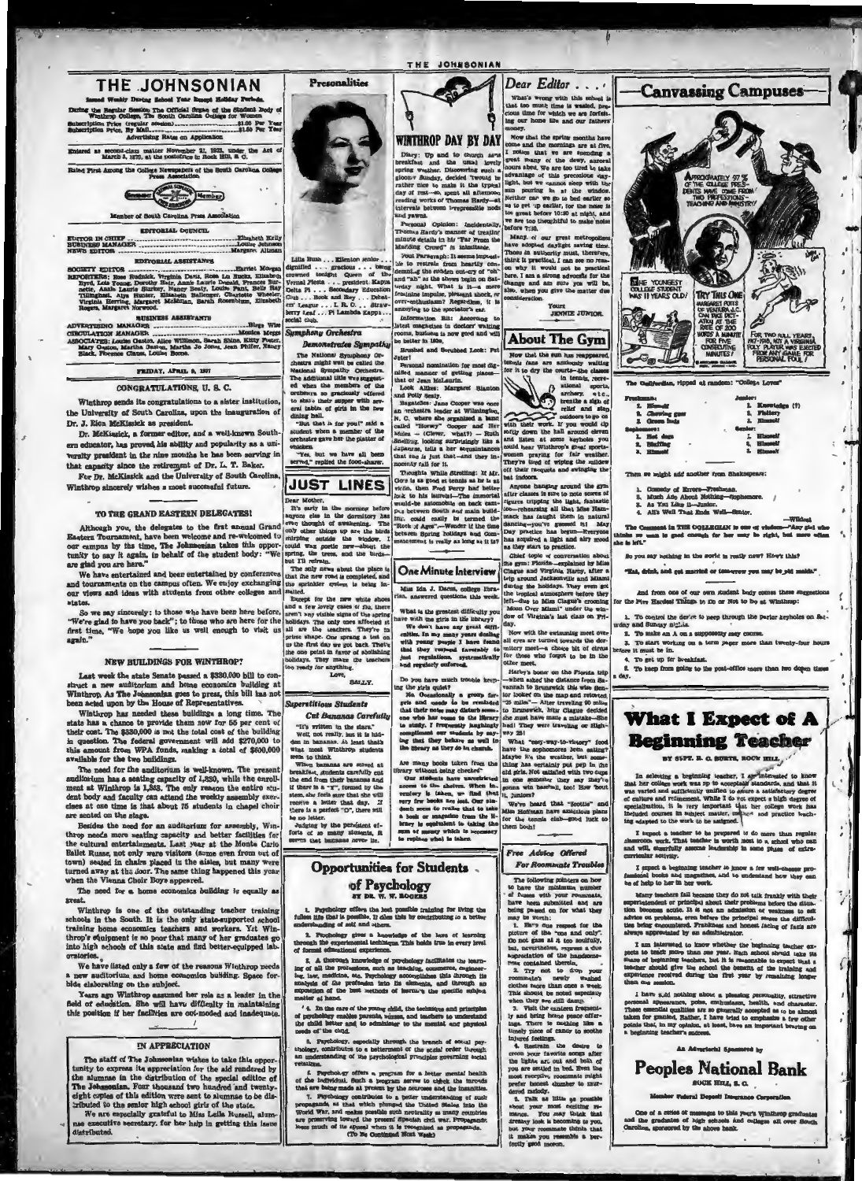# THE JOHNSONIAN

Issued Weekly During School Year Except Holiday Periods.

During the Regular Session The Official Organ of the Student Body of Winthrop College, The South Carolina College for Women

Subscription Price (regular session) .......... $1.00 Per Year
Subscription Price, By Mail .......... $1.50 Per Year

Advertising Rates on Application

Entered as second-class matter November 21, 1923, under the Act of March 3, 1879, at the postoffice in Rock Hill, S. C.

Rated First Among the College Newspapers of the South Carolina College Press Association.

Member of South Carolina Press Association

## EDITORIAL COUNCIL

EDITOR IN CHIEF .......... Elizabeth Kelly
BUSINESS MANAGER .......... Louise Johnson
NEWS EDITOR .......... Margaret Altman

## EDITORIAL ASSISTANTS

SOCIETY EDITOR .......... Harriet Morgan

REPORTERS: Rose Rudnick, Virginia Davis, Rosa Lu Rucks, Elizabeth Byrd, Lois Young, Dorothy Hair, Annie Laurie Donald, Frances Burnette, Annie Laurie Starkey, Nancy Beaty, Louise Pant, Belle Ray Tillinghast, Alys Hunter, Elizabeth Ballenger, Charlotte Wheeler, Virginia Herring, Margaret McMillan, Sarah Rosenblum, Elizabeth Rogers, Margaret Norwood.

## BUSINESS ASSISTANTS

ADVERTISING MANAGER .......... Blega Wise
CIRCULATION MANAGER .......... Monica Meggs
ASSOCIATES: Louise Gaston, Alice Williams, Sarah Shine, Kitty Foster, Mary Gaston, Martha Gaston, Martha Jo Jones, Jean Phifer, Nancy Black, Florence Clause, Louise Boone.

FRIDAY, APRIL 9, 1937

## CONGRATULATIONS, U. S. C.

Winthrop sends its congratulations to a sister institution, the University of South Carolina, upon the inauguration of Dr. J. Rion McKissick as president.

Dr. McKissick, a former editor, and a well-known Southern educator, has proved his ability and popularity as a university president in the nine months he has been serving in that capacity since the retirement of Dr. L. T. Baker.

For Dr. McKissick and the University of South Carolina, Winthrop sincerely wishes a most successful future.

## TO THE GRAND EASTERN DELEGATES!

Although you, the delegates to the first annual Grand Eastern Tournament, have been welcome and re-welcomed to our campus by this time, The Johnsonian takes this opportunity to say it again, in behalf of the student body: "We are glad you are here."

We have entertained and been entertained by conferences and tournaments on the campus often. We enjoy exchanging our views and ideas with students from other colleges and states.

So we say sincerely: to those who have been here before, "We're glad to have you back"; to those who are here for the first time, "We hope you like us well enough to visit us again."

## NEW BUILDINGS FOR WINTHROP?

Last week the state Senate passed a $330,000 bill to construct a new auditorium and home economics building at Winthrop. As The Johnsonian goes to press, this bill has not been acted upon by the House of Representatives.

Winthrop has needed these buildings a long time. The state has a chance to provide them now for 55 per cent of their cost. The $330,000 is not the total cost of the building in question. The federal government will add $270,000 to this amount from WPA funds, making a total of $600,000 available for the two buildings.

The need for the auditorium is well-known. The present auditorium has a seating capacity of 1,250, while the enrollment at Winthrop is 1,383. The only reason the entire student body and faculty can attend the weekly assembly exercises at one time is that about 75 students in chapel choir are seated on the stage.

Besides the need for an auditorium for assembly, Winthrop needs more seating capacity and better facilities for the cultural entertainments. Last year at the Monte Carlo Ballet Russe, not only were visitors (some even from out of town) seated in chairs placed in the aisles, but many were turned away at the door. The same thing happened this year when the Vienna Choir Boys appeared.

The need for a home economics building is equally as great.

Winthrop is one of the outstanding teacher training schools in the South. It is the only state-supported school training home economics teachers and workers. Yet Winthrop's equipment is so poor that many of her graduates go into high schools of this state and find better-equipped laboratories.

We have listed only a few of the reasons Winthrop needs a new auditorium and home economics building. Space forbids elaborating on the subject.

Years ago Winthrop assumed her role as a leader in the field of education. She will have difficulty in maintaining this position if her facilities are out-moded and inadequate.

## IN APPRECIATION

The staff of The Johnsonian wishes to take this opportunity to express its appreciation for the aid rendered by the alumnae in the distribution of the special edition of The Johnsonian. Four thousand two hundred and twenty-eight copies of this edition were sent to alumnae to be distributed to the senior high school girls of the state.

We are especially grateful to Miss Leila Russell, alumnae executive secretary, for her help in getting this issue distributed.

## Presonalities

Lilla Buss . . . Ellenton junior . . . dignified . . . gracious . . . being crowned tonight Queen of the Vernal Fiesta . . . president Kappa Delta Pi . . . Secondary Education Club . . . Book and Key . . . Debaters' League . . . I. R. C. . . . Strawberry Leaf . . . Pi Lambda Kappa . . . social club.

## Symphony Orchestra Demonstrates Sympathy

The National Symphony Orchestra might well be called the National Sympathy Orchestra. The additional title was suggested when the members of the orchestra so graciously offered to share their supper with several tables of girls in the new dining hall.

"But that is for you!" said a student when a member of the orchestra gave her the platter of chicken.

"Yes, but we have all been served," replied the food-sharer.

## JUST LINES

Dear Mother,

It's early in the morning before anyone else in the dormitory has even thought of awakening. The only other things up are the birds chirping outside the window. I could wax poetic now—about the spring, the trees, and the birds—but I'll refrain.

The only news about the place is that the new road is completed, and the sprinkler system is being installed.

Except for the new white shoes and a few lovely cases of flu, there aren't any visible signs of the spring holidays. The only ones affected at all are the teachers. They're in prime shape. One sprang a test on us the first day we got back. That's the one point in favor of abolishing holidays. They make the teachers too ready for anything.

Love,
SALLY.

## Superstitious Students Cut Bananas Carefully

"It's written in the stars."

Well, not really, but it is hidden in bananas. At least that's what most Winthrop students seem to think.

When bananas are served at breakfast, students carefully cut the end from their bananas and if there is a "Y", formed by the stem, she feels sure that she will receive a letter that day. If there is a perfect "O", there will be no letter.

Judging by the persistent efforts of so many students, it seems that bananas never lie.

## Opportunities for Students of Psychology

BY DR. W. W. ROGERS

1. Psychology offers the best possible training for living the fullest life that is possible. It does this by contributing to a better understanding of self and others.

2. Psychology gives a knowledge of the laws of learning through the experimental technique. This holds true in every level of formal educational experience.

3. A thorough knowledge of psychology facilitates the learning of all the professions, such as teaching, commerce, engineering, law, medicine, etc. Psychology accomplishes this through its analysis of the profession into its elements, and through an exposition of the best methods of learning the specific subject matter at hand.

4. In the care of the young child, the technique and principles of psychology enables parents, nurses, and teachers to understand the child better and to administer to the mental and physical needs of the child.

5. Psychology, especially through the branch of social psychology, contributes to a betterment of the social order through an understanding of the psychological principles governing social relations.

6. Psychology offers a program for a better mental health of the individual. Such a program serves to check the threads that are being made in society by the neuroses and the insanities.

7. Psychology contributes to a better understanding of such propaganda as that which plunged the United States into the World War, and makes possible such neutrality as many countries are preserving toward the present Spanish civil war. Propaganda loses much of its appeal when it is recognized as propaganda.

(To Be Continued Next Week)

## WINTHROP DAY BY DAY

Diary: Up and to church and breakfast and the usual lovely spring weather. Discovering such a gloomy Sunday, decided "twould be rather nice to make it the typical day of rest—so, spent all afternoon reading works of Thomas Hardy—at intervals between irrepressible nods and yawns.

Persona) Opinion: Incidentally, Thomas Hardy's manner of treating minute details in his "Far From the Madding Crowd" is inimitable.

Pout Paragraph: It seems impossible to restrain from heartily condemning the sudden out-cry of "eh" and "ah" as the shows begin on Saturday night. What is it—a mere feminine impulse, pleasant shock, or over-enthusiasm? Regardless, it is annoying to the spectator's ear.

Information Blitz: According to latest magazines in doctors' waiting rooms, business is now good and will be better in 1938.

Brushed and Scrubbed Look: Pat Jeter!

Personal nomination for most dignified manner of getting places—that of Jean McLaurin.

Look Alikes: Margaret Stanton and Polly Sealy.

Bagatelles: Jane Cooper was once an orchestra leader at Wilmington, N. C. where she organized a band called "Norwy" Cooper and Her Mules — (Clever, what?) — Ruth Snelling, looking surprisingly like a Japanese, tells a her acquaintance that she is just that—and they innocently fall for it.

Thoughts While Strolling: If McGee's is as good at tennis as he is at violin, then Fred Perry had better look to his laurels!—The immortal would-be automobile cut back campus between South and main building, could easily be termed the "Rock of Ages"—Wonder if the time between Spring holidays and Commencement is really as long as it is?

## One Minute Interview

Miss Ida J. Dacus, college librarian, answered questions this week:

What is the greatest difficulty you have with the girls in the library?

We don't have any great difficulties. In my many years dealing with young people I have found that they respond favorably to just regulations, systematically and regularly enforced.

Do you have much trouble keeping the girls quiet?

No. Occasionally a group forgets and needs to be reminded that their notes may disturb someone who has come to the library to study. I frequently hand the compliment our students by saying that they behave as well in the library as they do in church.

Are many books taken from the library without being checked?

Our students have unrestricted access to the shelves. When inventory is taken, we find that very few books are lost. Our students seem to realize that to take a book or magazine from the library is equivalent to taking the sum of money which is necessary to replace what is taken.

## Dear Editor . . .

What's wrong with this school is that too much time is wasted, precious time for which we are forfeiting our home life and our fathers' money.

Now that the spring months have come and the mornings are at five, I notice that we are wasting a great many of the dewy, auroral hours since we are too tired to take advantage of this precocious daylight, but we cannot sleep with the sun pouring in at the window. Neither can we go to bed earlier so as to get up earlier, for the noise is too great before 10:30 at night, and we are too thoughtful to make noise before 7:30.

Many of our great metropolises have adopted daylight saving time. Those in authority must, therefore, think it practical. I can see no reason why it would not be practical here. I am a strong advocate for the change and am sure you will be, also, when you give the matter due consideration.

Yours,
JENNIE JUNIOR.

## About The Gym

Now that the sun has reappeared, tennis fans are anxiously waiting for it to dry the courts—the classes in tennis, recreational sports, archery, etc., breathe a sigh of relief and step outdoors to go on with their work. If you would up shortly down the hall around eleven and listen at some keyhole you could hear Winthrop's great sports-women praying for fair weather. They're tired of wiping the windows off their racquets and swinging the bat indoors.

Anyone hanging around the gym after classes is sure to note scores of figures tripping the light, fantastic toe—rehearsing all that Miss Hammock has taught them in natural dancing—you've guessed it! May Day practice has begun—Everyone has acquired a light and airy mood as they start to practice.

Chief topic of conversation about the gym: Florida—explained by Miss Clague and Virginia Hardy, after a trip around Jacksonville and Miami during the holidays. They even got the tropical atmosphere before they left—Due to Miss Clague's crooning "Moon Over Miami" under the window of Virginia's last class on Friday.

Now with the swimming meet over all eyes are turned towards the dormitory meet—a choice bit of circus for those who forgot to be in the other meets.

Hardy's honor on the Florida trip—when asked the distance from Savannah to Brunswick this wise Senior looked on the map and retorted "26 miles"— After traveling 90 miles to Brunswick, Miss Clague decided she must have made a mistake—She had! They were traveling on Highway 25!

What "easy-way-to-victory" food have the sophomores been eating? Maybe it's the weather, but something has certainly put pep in the old girls. Not satisfied with two cups in one evening they say they're gonna win baseball, too! How 'bout it, juniors?

We've heard that "Scottie" and Miss Hoffman have ambitious plans for the tennis club—good luck to them both!

## Free Advice Offered For Roommate Troubles

The following pointers on how to have the minimum number of fusses with your roommate, have been submitted and are being passed on for what they may be worth:

1. Show due respect for the picture of the "one and only". Do not gaze at it too soulfully, but, nevertheless, express a due appreciation of the handsomeness contained therein.

2. Try not to drop your roommate's newly washed clothes more than once a week. This should be noted especially when they are still damp.

3. Visit the canteen frequently and bring home peace offerings. There is nothing like a timely piece of candy to soothe injured feelings.

4. Restrain the desire to croon your favorite songs after the lights are out and both of you are settled in bed. Even the most receptive roommate might prefer honest slumber to murdered melody.

5. Talk as little as possible about your most exciting romance. You may think that dreamy look is becoming to you, but your roommate thinks that it makes you resemble a perfectly good moron.

## Canvassing Campuses

The Unifordian, ripped at random: "College Lovers"

Freshman:
1. Himself
2. Chewing gum
3. Green lads

Sophomore:
1. Hot dogs
2. Bluffing
3. Himself

Junior:
1. Knowledge (?)
2. Flattery
3. Himself

Senior:
1. Himself
2. Himself
3. Himself

Then we might add another from Shakespeare:

1. Comedy of Errors—Freshman.
2. Much Ado About Nothing—Sophomore.
3. As You Like It—Junior.
4. All's Well That Ends Well—Senior.
—Wildcat

The Comment in THE COLLEGIAN is one of wisdom—"Any girl who thinks no man is good enough for her may be right, but more often she is left."

So you say nothing in the world is really new? How's this?

"Eat, drink, and get married or tomorrow you may be old maids."

And from one of our own student body comes these suggestions for the Five Hardest Things to Do or Not to Do at Winthrop:

1. To control the desire to peep through the parlor keyholes on Saturday and Sunday nights.
2. To make an A on a supposedly easy course.
3. To start working on a term paper more than twenty-four hours before it must be in.
4. To get up for breakfast.
5. To keep from going to the post-office more than two dozen times a day.

## What I Expect of a Beginning Teacher

BY SUPT. R. C. BURTS, ROCK HILL

In selecting a beginning teacher, I am interested to know that her college work was up to acceptable standards, and that it was varied and sufficiently unified to assure a satisfactory degree of culture and refinement. While I do not expect a high degree of specialization, it is very important that her college work has included courses in subject matter, method and practice teaching adapted to the work to be assigned.

I expect a teacher to be prepared to do more than regular classroom work. That teacher is worth most to a school who can and will cheerfully assume leadership in some phase of extra-curricular activity.

I expect a beginning teacher to know a few well-chosen professional books and magazines, and to understand how they can be of help to her in her work.

Many teachers fail because they do not talk frankly with their superintendent or principal about their problems before the situation becomes acute. It is not an admission of weakness to ask advice on problems, even before the principal senses the difficulties being encountered. Frankness and honest facing of facts are always appreciated by an administrator.

I am interested to know whether the beginning teacher expects to teach more than one year. Each school should take its share of beginning teachers, but it is reasonable to expect that a teacher should give the school the benefits of the training and experience received during the first year by remaining longer than one session.

I have said nothing about a pleasing personality, attractive personal appearance, poise, enthusiasm, health, and character. These essential qualities are so generally accepted as to be almost taken for granted. Rather, I have tried to emphasize a few other points that, in my opinion, at least, have an important bearing on a beginning teacher's success.

An Advertorial Sponsored by

**Peoples National Bank**
ROCK HILL, S. C.

Member Federal Deposit Insurance Corporation

One of a series of messages to this year's Winthrop graduates and the graduates of high schools and colleges all over South Carolina, sponsored by the above bank.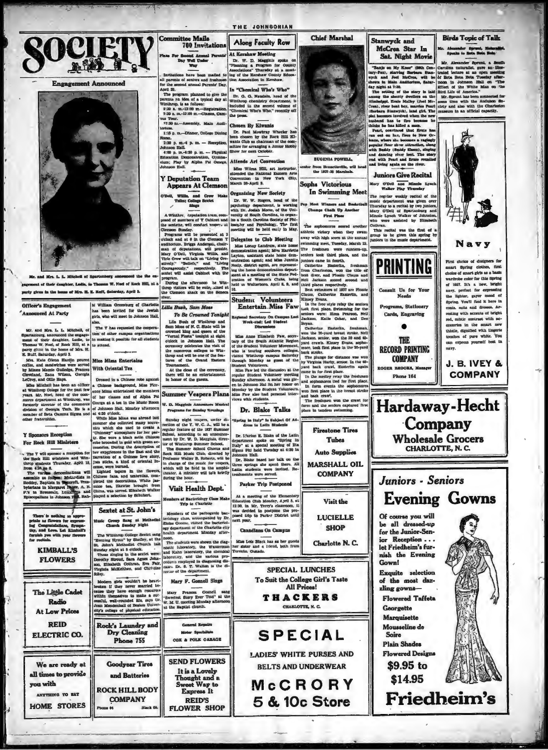# SOCIETY

## Engagement Announced

Mr. and Mrs. L. L. Mitchell of Spartanburg announced the the engagement of their daughter, Ludie, to Thomas W. Noel of Rock Hill, at a party given in the home of Mrs. H. E. Ruff, Saturday, April 3.

## Officer's Engagement Announced At Party

Mr. and Mrs. L. L. Mitchell, of Spartanburg, announced the engagement of their daughter, Ludie, to Thomas W. Noel, of Rock Hill, at a party given in the home of Mrs. H. E. Ruff, Saturday, April 3.

Mrs. Kate Glenn Hardin poured coffee, and sandwiches were served by Misses Mamie Gulledge, Frances Cleveland, Zena Wilson, Georgia LeCroy, and Ollie Hays.

Miss Mitchell has been an officer at Winthrop College for the past few years. Mr. Noel, head of the commerce department at Winthrop, was formerly director of the commerce division of Georgia Tech. He is a member of Beta Gamma Sigma and other fraternities.

## Y Sponsors Reception For Rock Hill Ministers

The Y will sponsor a reception for the Rock Hill ministers and Winthrop students Thursday, April 15, from 4:30 to 6.

The various denominations will assemble as follows: Methodists in Roddey, Baptists in Bancroft, Presbyterians in Margaret Nance, A. R. P.'s in Breazeale, Lutherans and Episcopalians in Johnson Hall, Rabbi William Greenburg of Charlotte has been invited for the Jewish girls, who will meet in Johnson Hall, also.

The Y has requested the cooperation of other campus organizations in making it possible for all students to attend.

## Miss Mims Entertains With Oriental Tea

Dressed in a Chinese robe against a Chinese background, Miss Florence Mims entertained the members of her classes and of Alpha Psi Omega at a tea in the Music Room of Johnson Hall, Monday afternoon at 4:30 o'clock.

While Miss Mims was abroad last summer she collected many souvenirs which she used to create a "Chinesey" atmosphere for her party. She wore a black satin Chinese robe brocaded in gold with green accessories. During the description of her experiences in the East and the narration of a Chinese love story, joss sticks, a kind of oriental incense, were burned.

Lighted tapers in the flowers, Chinese fans, and umbrellas, completed the decorations. White Jasmine tea, likewise brought from China, was served. Elizabeth Walker played a selection by Schubert.

---

There is nothing so appropriate as flowers for expressing Congratulations, Sympathy, and Love. Let Kimball's furnish you with your flowers for recitals.

**KIMBALL'S FLOWERS**

---

**The Little Cadet Radio**

**At Low Prices**

**REID ELECTRIC CO.**

---

We are ready at all times to provide you with ANYTHING TO EAT

**HOME STORES**

---

## Committee Mails 700 Invitations

### Plans For Second Annual Parents' Day Well Under Way

Invitations have been mailed to all parents of seniors and freshmen for the second annual Parents' Day, April 28.

The program, planned to give the parents an idea of a typical day at Winthrop, is as follows:

9:30 a. m.-12:00 m.—Registration.
9:30 a. m.-12:00 m.—Classes, Campus Tour.
12:30 p.m.—Assembly, Main Auditorium.
1:15 p. m.—Dinner, College Dining Room.
2:30 p. m.-4 p. m. — Reception, Johnson Hall.
4:00 p. m.-4:30 p. m. — Physical Education Demonstration, Gymnasium; Play by Alpha Psi Omega, Johnson Hall.

## Y Deputation Team Appears At Clemson

### O'Dell, Willis, and Crow Make Talks; College Sextet Sings

A Winthrop deputation team, composed of members of Y Cabinet and the sextette, will conduct vespers at Clemson Sunday.

Programs will be presented at 2 o'clock and at 6 in the Clemson Y auditorium. Briggs Anderson, chairman of deputations, will preside. Mary O'Dell, Virginia Willis, and Viola Crow will talk on "Living Creatively," "Beliefs," and "Living Courageously," respectively. The sextet will assist Cabinet with the program.

During the afternoon he Winthrop visitors will be entertained at the Clemson shack on the Seneca river.

## *Lilla Bush, Sam Moss*

### *To Be Crowned Tonight*

Lila Bush of Winthrop and Sam Moss of N. C. State will be crowned king and queen of the "Vernal Fiesta" tonight at eight o'clock in Johnson Hall. The ceremony celebrates the visit of the numerous colleges to Winthrop and will be one of the features of the Grand Eastern Tournament.

At the close of the ceremony, there will be an entertainment in honor of the guests.

## Sextet at St. John's

### Music Group Sang at Methodist Church Sunday Night

The Winthrop College Sextet sang "Evening Hymn" by Shelley, at the St. John's Methodist Church last Sunday night at 8 o'clock.

Those singing in the sextet were: Dorothy Stroud, Sara Agnes Johnson, Elizabeth Cothran, Eva Fair, Virginia McKeithen, and Christine Riley.

Modern girls wouldn't be heartbroken if they never married because they have enough resources within themselves to make a successful, well-rounded life, says Dr. Jean Mendenhall of Boston University's college of physical education.

---

**Rock's Laundry and Dry Cleaning**

**Phone 755**

---

**Goodyear Tires and Batteries**

**ROCK HILL BODY COMPANY**

Phone 84 Black St.

---

## Along Faculty Row

### At Kershaw Meeting

Dr. W. D. Magginis spoke on "Planning a Program for County Associations" Thursday at a meeting of the Kershaw County Education Association in Kershaw.

### In "Chemical Who's Who"

Dr. G. G. Naudain, head of the Winthrop chemistry department, is included in the second volume of "Chemical Who's Who," recently off the press.

### Chosen By Kiwanis

Dr. Paul Mowbray Wheeler has been chosen by the Rock Hill Kiwanis Club as chairman of the committee for arranging a Junior Hobby Show for next October.

### Attends Art Convention

Miss Wilma Hill, art instructor, attended the National Eastern Arts Convention in New York City, March 28-April 3.

### Organizing New Society

Dr. W. W. Rogers, head of the psychology department, is working with Dr. Josiah Morse, of the University of South Carolina, to organize a South Carolina Society of Philosophy and Psychology. The first meeting will be held early in May.

### Delegates to Club Meeting

Miss Lonny Landrum, state home demonstration agent; Miss Harriette Layton, assistant state home demonstration agent; and Miss Juanita Neely, district agent, are representing the home demonstration department at a meeting of the State Federation of Women's Clubs, being held in Walterboro, April 8, 9, and 10.

## Summer Vespers Plans

### W. D. Magginis Announces Musical Programs for Sunday Evenings

Sunday night vespers, under direction of the Y. W. C. A., will be a regular feature of the 1937 Summer School, according to an announcement by Dr. W. D. Magginis, director of Winthrop Summer School.

The Summer School Chorus and Rock Hill Music Club, directed by Professor Walter B. Roberts, will be in charge of the music for vespers, which will be held in the amphitheater. A minister will talk briefly during the hour.

## Visit Health Dept.

### Members of Bacteriology Class Make Trip to Charlotte

Members of the pathogenic bacteriology class, accompanied by Dr. Eloise Greene, visited the bacteriology department of the Charlotte city health department Monday afternoon.

The students were shown the diagnostic laboratory, the Wassermann and Kahn laboratory, the chemical laboratory, and the various procedures employed in diagnosing diseases. Dr. S. T. Walton is the director of the department.

## Mary F. Gosnell Sings

Mary Frances Gosnell sang "Sweetest Story Ever Told" at the W. M. U. meeting Monday afternoon at the Baptist church.

---

**General Repairs**

**Motor Specialists**

**COX & POLK GARAGE**

---

**SEND FLOWERS**

It is a Lovely Thought and a Sweet Way to Express It

**REID'S FLOWER SHOP**

---

## Chief Marshal

EUGENIA POWELL, senior from Bennettsville, will head the 1937-38 Marshals.

## Sophs Victorious In Swimming Meet

### Pep Meet Winners and Basketball Champs Chalk Up Another First Place

The sophomores scored another athletic victory when they swam away with high score at the annual swimming meet, Tuesday, March 23. The freshmen were runners-up, seniors took third place, and the juniors came in fourth.

Catherine Easterlin, freshman from Charleston, won the title of best diver, and Flossie Clauss and Nell Jackson scored second and third places respectively.

Best swimmers of 1937 are Flossie Clauss, Catherine Easterlin, and Kinsey Evans.

In the free style relay the seniors took first place. Swimming for the seniors were: Elma Pearson, Nell Jackson, Katie Coker, and Dee Bryan.

Catherine Easterlin, freshman, won the 20-yard breast stroke. Nell Jackson, senior, won the 20 and 40-yard crawls. Kinsey Evans, sophomore, took first place in the 20-yard back stroke.

The plunge for distance was won by Virginia Harby, senior. In the 40-yard back crawl, Easterlin again came in for first place.

In the medley relay the freshmen and sophomores tied for first place.

In form events the sophomores won first place in the breast stroke and back crawl.

The freshmen won the crawl for form and the seniors captured first place in tandem swimming.

## Student Volunteers Entertain Miss Faw

### Regional Secretary On Campus Last Week-end; Led Student Discussion

Miss Anne Elizabeth Faw, secretary of the South Atlantic Region of the Student Volunteer Movement, who is touring southern colleges, visited Winthrop campus Saturday through Monday as guest of the Student Volunteers.

Miss Faw led the discussion at the regular Student Volunteer meeting Sunday afternoon. A social was given in Johnson Hall in her honor on Monday by the Student Volunteers. Miss Faw also had personal interviews with students.

## Dr. Blake Talks

### "Spring in Italy" is Subject Of Address to Latin Students

Dr. Marion E. Blake of the Latin department spoke on "Spring in Italy" at a special meeting of Eta Sigma Phi held Tuesday at 4:30 in Johnson Hall. Dr. Blake based her talk on the three springs she spent there. All Latin students were invited. Refreshments were served.

## Parker Trip Postponed

At a meeting of the Elementary Education Club Monday, April 5, at 12:30, in Mr. Terry's classroom, it was decided to postpone the proposed trip to Parker District until next year.

## Canadians On Campus

Miss Lois Black has as her guests her sister and a friend, both from Toronto, Canada.

---

**Firestone Tires**

**Tubes**

**Auto Supplies**

**MARSHALL OIL COMPANY**

---

Visit the **LUCIELLE SHOP**

Charlotte N. C.

---

**SPECIAL LUNCHES**

To Suit the College Girl's Taste

All Prices!

**THACKERS**

CHARLOTTE, N. C.

---

# SPECIAL

**LADIES' WHITE PURSES AND BELTS AND UNDERWEAR**

# McCRORY

## 5 & 10c Store

---

## Stanwyck and McCrea Star In Sat. Night Movie

"Banjo on My Knee" (20th Century-Fox), starring Barbara Stanwyck and Joel McCrea, will be shown in Main Auditorium, Saturday night at 7:30.

The setting of the story is laid among the shanty dwellers on the Mississippi. Ernie Holley (Joel McCrea), river boat boy, marries Pearl (Barbara Stanwyck), land girl. The plot becomes involved when the new husband has to flee because he thinks he has killed a man.

Pearl, convinced that Ernie has run out on her, flees to New Orleans, where she becomes a ragtimely popular floor show attraction, along with Buddy (Buddy Ebsen), singing and dancing river fool. The story end with Pearl and Ernie reunited and living again on the river.

## Juniors Give Recital

### Mary O'Dell and Minnie Lynch Walker Play Thursday

The regular weekly recital of the music department was given over Thursday to a recital by two juniors, Mary O'Dell of Spartanburg and Minnie Lynch Walker of Johnston, who were assisted by Elizabeth Cothran.

This recital was the first of a group to be given this spring by juniors in the music department.

---

# PRINTING

Consult Us for Your Needs

Programs, Stationery Cards, Engraving

**THE RECORD PRINTING COMPANY**

ROGER BROOKS, Manager

Phone 164

---

## Birds Topic of Talk

### Mr. Alexander Sprunt, Naturalist, Speaks to Beta Beta Beta

Mr. Alexander Sprunt, a South Carolina naturalist, gave an illustrated lecture at an open meeting of Beta Beta Beta Tuesday afternoon in Johnson Hall on "The Effect of the White Man on the Bird Life of America."

Mr. Sprunt has been connected for some time with the Audubon Society and also with the Charleston museum in an official capacity.

---

# Navy

First choice of designers for smart Spring clothes, first choice of smart girls as a basic wardrobe color for this Spring of 1937. It's a new, bright navy, perfect for expressing the lighter, gayer mood of Spring. You'll find it here in coats, suits and dresses. Arresting with accents of bright red, subtle contrast with accessories in the smart new thistle, dignified with lingerie touches of pure white. You can express yourself best in navy.

**J. B. IVEY & COMPANY**

---

# Hardaway-Hecht Company

**Wholesale Grocers**

**CHARLOTTE, N. C.**

---

## *Juniors - Seniors*

# Evening Gowns

Of course you will be all dressed-up for the Junior-Senior Reception . . . let Friedheim's furnish the Evening Gown!

Exquite selection of the most dazzling gowns—

- Flowered Taffeta
- Georgette
- Marquisette
- Mousseline de Soire
- Plain Shades
- Flowered Designs

**$9.95 to $14.95**

# Friedheim's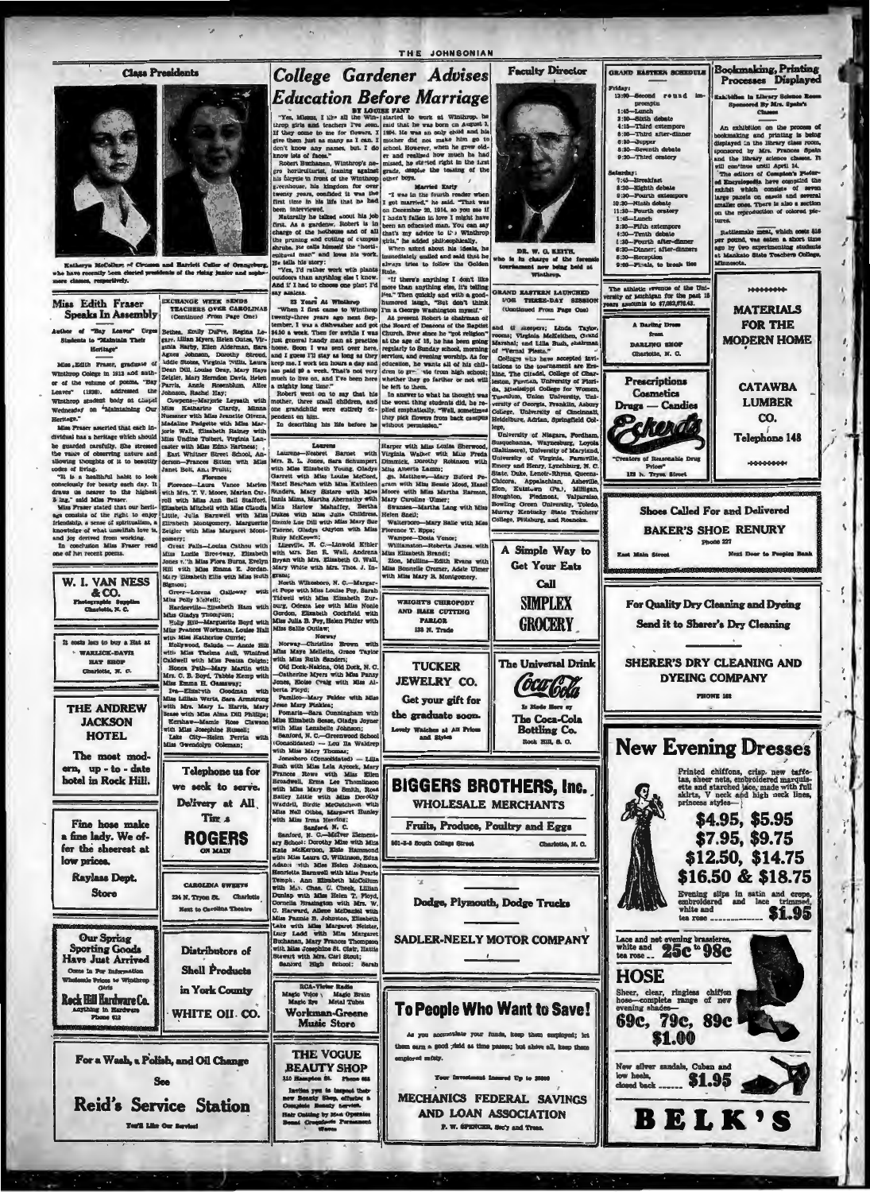## Class Presidents

Katheryn McCollum of Clover and Harriett Culler of Orangeburg, who have recently been elected presidents of the rising junior and sophomore classes, respectively.

## Miss Edith Fraser Speaks In Assembly

**Author of "Bay Leaves" Urges Students to "Maintain Their Heritage"**

Miss Edith Fraser, graduate of Winthrop College in 1913 and author of the volume of poems, "Bay Leaves" (1936), addressed the Winthrop student body at chapel Wednesday on "Maintaining Our Heritage."

Miss Fraser asserted that each individual has a heritage which should be guarded carefully. She stressed the value of observing nature and allowing thoughts of it to beautify codes of living.

"It is a healthful habit to look consciously for beauty each day. It draws us nearer to the highest being," said Miss Fraser.

Miss Fraser stated that our heritage consists of the right to enjoy friendship, a sense of spiritualism, a knowledge of what unselfish love is, and joy derived from working.

In conclusion Miss Fraser read one of her recent poems.

## EXCHANGE WEEK SENDS TEACHERS OVER CAROLINAS

(Continued From Page One)

Bethea, Emily DuPre, Regina Legare, Lillian Myers, Helen Coates, Virginia Harby, Ellen Alderman, Sara Agnes Johnson, Dorothy Stroud, Addie Stokes, Virginia Willis, Laura Dean Dill, Louise Gray, Mary Haye Zeigler, Mary Herndon Davis, Helen Parris, Annie Rosenblum, Alice Johnson, Rachel Hay;

Cowpens—Marjorie Leysath with Miss Katharine Clardy, Minna Nuessner with Miss Jeanette Olvena, Madaline Padgette with Miss Marjorie Wall, Elizabeth Rainey with Miss Undine Tolbert, Virginia Lancaster with Miss Edna Hartness;

East Whitner Street School, Anderson—Frances Sitton with Miss Janet Bolt, Ann Pruitt;

Florence

Florence—Laura Vance Marion with Mrs. T. V. Moore, Marian Carroll with Miss Ann Bell Stafford, Elizabeth Mitchell with Miss Claudia Little, Julia Barnwell with Miss Elizabeth Montgomery, Marguerite Zeigler with Miss Margaret Montgomery;

Great Falls—Louisa Cathou with Miss Lucile Broadway, Elizabeth Jones with Miss Flora Burns, Evelyn Hill with Miss Emma E. Jordan, Mary Elizabeth Ellis with Miss Ruth Bignon;

Greer—Lorena Galloway with Miss Polly McNeill;

Hardeeville—Elizabeth Ham with Miss Gladys Thompson;

Holly Hill—Marguerite Boyd with Miss Frances Workman, Louise Hall with Miss Katherine Currie;

Hollywood, Saluda — Annie Hill with Miss Thelma Ault, Winifred Caldwell with Miss Penzia Colgin;

Honea Path—Mary Martin with Mrs. C. E. Boyd, Tabbie Kemp with Miss Emma H. Gassaway;

Iva—Elizabeth Goodman with Miss Lillian Werts, Sara Armstrong with Mrs. Mary L. Harris, Mary Bease with Miss Alma Dill Phillips; Kershaw—Mamie Ross Clawson with Miss Josephine Russell;

Lake City—Helen Perrin with Miss Gwendolyn Coleman;

Laurens

Laurens—Hobert Barnet with Mrs. B. L. Jones, Sara Schumpert with Miss Elizabeth Young, Gladys Garrett with Miss Louise McCord, Hazel Beacham with Miss Kathleen Sanders, Mary Sisters with Miss Innis Mims, Martha Abernathy with Miss Harlow Mahaffey, Bertha Dukes with Miss Julia Childress, Bonnie Lee Dill with Miss Mary Sue Tarno, Gladys Clayton with Miss Ruby McKeown;

Lineville, N. C.—Linwood Kibler with Mrs. Ben E. Wall, Andrena Bryan with Mrs. Elizabeth O. Wall, Mary White with Mrs. Thos. J. Ingram;

North Wilkesboro, N. C.—Margaret Pope with Miss Louise Foy, Sarah Tidwell with Miss Elizabeth Zurburg, Odessa Lee with Miss Nonie Gordon, Elizabeth Cockfield with Miss Julia B. Foy, Helen Phifer with Miss Sallie Outlaw;

Norway

Norway—Christine Brown with Miss Maye Mellette, Grace Taylor with Miss Ruth Sanders;

Old Dock-Nakina, Old Dock, N. C.—Catherine Myers with Miss Pansy Jones, Eloise Craig with Miss Alberta Floyd;

Pamlico—Mary Felder with Miss Jesse Mary Pinkies;

Pomaria—Sara Cunningham with Miss Elizabeth Sease, Gladys Joyner with Miss Lenabelle Johnson;

Sanford, N. C.—Greenwood School (Consolidated) — Lou Ila Waldrep with Miss Mary Thomas;

Jonesboro (Consolidated) — Lilla Bush with Miss Lela Aycock, Mary Frances Rowe with Miss Ellen Broadwell, Erma Lee Tomlinson with Miss Mary Sue Smith, Rose Bailey Little with Miss Dorothy Waddell, Birdie McCutcheon with Miss Nell Gibbs, Margaret Hunley with Miss Irma Herring;

Sanford, N. C.

Sanford, N. C.—McIver Elementary School: Dorothy Mims with Miss Kate McKenzie, Elsie Hammond with Miss Laura O. Wilkinson, Edna Adams with Miss Helen Johnson, Henrietta Barnwell with Miss Pearle Temple, Ann Elizabeth McCollum with Mrs. Chas. C. Check, Lillian Dunlap with Miss Helen T. Floyd, Cornelia Brasington with Mrs. W. C. Harward, Allene McDaniel with Miss Fannie B. Johnston, Elizabeth Lake with Miss Margaret Neister, Lucy Ladd with Miss Margaret Buchanan, Mary Frances Thompson with Miss Josephine St. Clair, Hattie Stewart with Mrs. Carl Stout;

Sanford High School: Sarah Harper with Miss Louisa Sherwood, Virginia Walker with Miss Freda Dimmick, Dorothy Robinson with Miss Alberta Lamm;

St. Matthews—Mary Buford Pegram with Miss Bessie Mood, Hazel Moore with Miss Martha Harmon, Mary Caroline Ulmer;

Swansea—Martha Lang with Miss Helen Snell;

Walterboro—Mary Hallie with Miss Florence T. Epps;

Wampee—Doris Vance;

Williamston—Roberta James with Miss Elizabeth Brandt;

Zion, Mullins—Edith Evans with Miss Bonnelle Cromer, Adele Ulmer with Miss Mary B. Montgomery.

## College Gardener Advises Education Before Marriage

BY LOUISE FANT

"Yes, Missus, I like all the Winthrop girls and teachers I've seen. If they come to me for flowers, I give them just as many as I can. I don't know any names, but I do know lots of faces."

Robert Buchanan, Winthrop's negro horticulturist, leaning against his bicycle in front of the Winthrop greenhouse, his kingdom for over twenty years, confided it was the first time in his life that he had been interviewed.

Naturally he talked about his job first. As a gardener, Robert is in charge of the hothouse and of all the pruning and cutting of campus shrubs. He calls himself the "horticultural man" and loves his work. He tells his story:

"Yes, I'd rather work with plants outdoors than anything else I know. And if I had to choose one plant I'd say azaleas.

### 23 Years At Winthrop

"When I first came to Winthrop twenty-three years ago next September, I was a dishwasher and got $4.50 a week. Then for awhile I was just general handy man at practice home. Soon I was sent over here, and I guess I'll stay as long as they keep me. I work ten hours a day and am paid $9 a week. That's not very much to live on, and I've been here a mighty long time."

Robert went on to say that his mother, three small children, and one grandchild were entirely dependent on him.

In describing his life before he started to work at Winthrop, he said that he was born on August 3, 1894. He was an only child and his mother did not make him go to school. However, when he grew older and realized how much he had missed, he started right in the first grade, despite the teasing of the other boys.

### Married Early

"I was in the fourth reader when I got married," he said. "That was on December 20, 1914, so you see if I hadn't fallen in love I might have been an educated man. You can say that's my advice to the Winthrop girls," he added philosophically.

When asked about his ideals, he immediately smiled and said that he always tries to follow the Golden Rule.

"If there's anything I don't like more than anything else, it's telling lies." Then quickly and with a good-humored laugh, "But don't think I'm a George Washington myself."

At present Robert is chairman of the Board of Deacons of the Baptist Church. Ever since he "got religion" at the age of 15, he has been going regularly to Sunday school, morning service, and evening worship. As for education, he wants all of his children to go to school whether they go farther or not will be left to them.

In answer to what he thought was the worst thing students did, he replied emphatically, "Well, sometimes they pick flowers from back campus without permission."

## Faculty Director

DR. W. G. KEITH, who is in charge of the forensic tournament now being held at Winthrop.

## GRAND EASTERN LAUNCHED FOR THREE-DAY SESSION

(Continued From Page One)

and timekeepers; Linda Taylor, rooms; Virginia McKeithen, Grand Marshal; and Lillie Bush, chairman of "Vernal Fiesta."

Colleges who have accepted invitations to the tournament are Erskine, The Citadel, College of Charleston, Furman, University of Florida, Mississippi College for Women, Tusculum, Union University, University of Georgia, Franklin, Asbury College, University of Cincinnati, Heidelburg, Adrian, Springfield College,

University of Niagara, Fordham, Susquehanna, Waynesburg, Loyola (Baltimore), University of Maryland, University of Virginia, Farmville, Emory and Henry, Lynchburg, N. C. State, Duke, Lenoir-Rhyne, Queens-Chicora, Appalachian, Asheville, Elon, Kutztown (Pa.), Milligan, Houghton, Piedmont, Valparaiso, Bowling Green University, Toledo, Murray Kentucky State Teachers' College, Pittsburg, and Roanoke.

## GRAND EASTERN SCHEDULE

Friday:

- 12:00—Second round impromptu
- 1:45—Lunch
- 3:00—Sixth debate
- 4:15—Third extempore
- 6:00—Third after-dinner
- 6:30—Supper
- 8:30—Seventh debate
- 9:30—Third oratory

Saturday:

- 7:45—Breakfast
- 8:30—Eighth debate
- 9:30—Fourth extempore
- 10:30—Ninth debate
- 11:30—Fourth oratory
- 1:45—Lunch
- 3:30—Fifth extempore
- 4:30—Tenth debate
- 1:30—Fourth after-dinner
- 6:30—Dinner; after-dinners
- 8:30—Reception
- 9:00—Finals, to break ties

The athletic revenue of the University of Michigan for the past 18 years amounts to $7,083,976.43.

## Bookmaking, Printing Processes Displayed

**Exhibition in Library Science Room Sponsored By Mrs. Spain's Classes**

An exhibition on the process of bookmaking and printing is being displayed in the library class room, sponsored by Mrs. Frances Spain and the library science classes. It will continue until April 24.

The editors of Compton's Pictured Encyclopedia have compiled the exhibit which consists of seven large panels on easels and several smaller ones. There is also a section on the reproduction of colored pictures.

Rattlesnake meat, which costs $16 per pound, was eaten a short time ago by two experimenting students at Mankato State Teachers College, Minnesota.

---

W. I. VAN NESS & CO. Photographic Supplies Charlotte, N. C.

It costs less to buy a Hat at WARLICK-DAVIS HAT SHOP Charlotte, N. C.

THE ANDREW JACKSON HOTEL — The most modern, up-to-date hotel in Rock Hill.

Fine hose make a fine lady. We offer the sheerest at low prices. Raylass Dept. Store

Our Spring Sporting Goods Have Just Arrived — Come In For Information — Wholesale Prices to Winthrop Girls — Rock Hill Hardware Co. Anything in Hardware Phone 612

Telephone us for we seek to serve. Delivery at All Times — ROGERS ON MAIN

CAROLINA SWEETS 224 N. Tryon St. Charlotte — Next to Carolina Theatre

Distributors of Shell Products in York County — WHITE OIL CO.

For a Wash, a Polish, and Oil Change See Reid's Service Station — You'll Like Our Service!

RCA-Victor Radio — Magic Voice — Magic Brain — Magic Eye — Metal Tubes — Workman-Greene Music Store

THE VOGUE BEAUTY SHOP 115 Hampton St. Phone 655 — Invites you to inspect their new Beauty Shop, offering a Complete Beauty Service. Hair Cutting by Men Operator — Bonat Croquignole Permanent Waves

WRIGHT'S CHIROPODY AND HAIR CUTTING PARLOR 133 N. Trade

TUCKER JEWELRY CO. — Get your gift for the graduate soon. Lovely Watches at All Prices and Styles

A Simple Way to Get Your Eats — Call SIMPLEX GROCERY

The Universal Drink — Coca-Cola — Is Made Here by The Coca-Cola Bottling Co. Rock Hill, S. C.

BIGGERS BROTHERS, Inc. WHOLESALE MERCHANTS — Fruits, Produce, Poultry and Eggs — 501-3-5 South College Street, Charlotte, N. C.

Dodge, Plymouth, Dodge Trucks — SADLER-NEELY MOTOR COMPANY

**To People Who Want to Save!**

As you accumulate your funds, keep them employed; let them earn a good yield as time passes; but above all, keep them employed safely.

Your Investment Insured Up to $5000

MECHANICS FEDERAL SAVINGS AND LOAN ASSOCIATION — P. W. SPENCER, Sec'y and Treas.

A Darling Dress from DARLING SHOP Charlotte, N. C.

Prescriptions — Cosmetics — Drugs — Candies — Eckerd's — "Creators of Reasonable Drug Prices" — 128 N. Tryon Street

MATERIALS FOR THE MODERN HOME — CATAWBA LUMBER CO. Telephone 148

Shoes Called For and Delivered — BAKER'S SHOE RENURY — Phone 227 — East Main Street — Next Door to Peoples Bank

For Quality Dry Cleaning and Dyeing Send it to Sharer's Dry Cleaning — SHERER'S DRY CLEANING AND DYEING COMPANY — PHONE 162

**New Evening Dresses**

Printed chiffons, crisp new taffetas, sheer nets, embroidered marquisette and starched lace, made with full skirts, V neck and high neck lines, princess styles—

$4.95, $5.95, $7.95, $9.75, $12.50, $14.75, $16.50 & $18.75

Evening slips in satin and crepe, embroidered and lace trimmed, white and tea rose ............ $1.95

Lace and net evening brassieres, white and tea rose .. 25c to 98c

HOSE — Sheer, clear, ringless chiffon hose—complete range of new evening shades— 69c, 79c, 89c, $1.00

New silver sandals, Cuban and low heels, closed back ........ $1.95

BELK'S